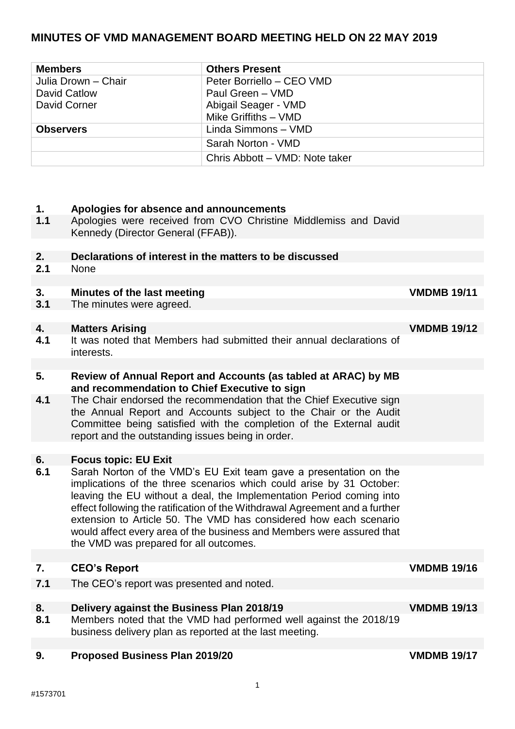# MINUTES OF VMD MANAGEMENT BOARD MEETING HELD ON 22 MAY 2019

| Members | Others Present |
| --- | --- |
| Julia Drown – Chair<br>David Catlow<br>David Corner | Peter Borriello – CEO VMD<br>Paul Green – VMD<br>Abigail Seager - VMD<br>Mike Griffiths – VMD |
| **Observers** | Linda Simmons – VMD |
| | Sarah Norton - VMD |
| | Chris Abbott – VMD: Note taker |

| | | |
| --- | --- | --- |
| **1.** | **Apologies for absence and announcements** | |
| **1.1** | Apologies were received from CVO Christine Middlemiss and David Kennedy (Director General (FFAB)). | |
| **2.** | **Declarations of interest in the matters to be discussed** | |
| **2.1** | None | |
| **3.** | **Minutes of the last meeting** | **VMDMB 19/11** |
| **3.1** | The minutes were agreed. | |
| **4.** | **Matters Arising** | **VMDMB 19/12** |
| **4.1** | It was noted that Members had submitted their annual declarations of interests. | |
| **5.** | **Review of Annual Report and Accounts (as tabled at ARAC) by MB and recommendation to Chief Executive to sign** | |
| **4.1** | The Chair endorsed the recommendation that the Chief Executive sign the Annual Report and Accounts subject to the Chair or the Audit Committee being satisfied with the completion of the External audit report and the outstanding issues being in order. | |
| **6.** | **Focus topic: EU Exit** | |
| **6.1** | Sarah Norton of the VMD's EU Exit team gave a presentation on the implications of the three scenarios which could arise by 31 October: leaving the EU without a deal, the Implementation Period coming into effect following the ratification of the Withdrawal Agreement and a further extension to Article 50. The VMD has considered how each scenario would affect every area of the business and Members were assured that the VMD was prepared for all outcomes. | |
| **7.** | **CEO's Report** | **VMDMB 19/16** |
| **7.1** | The CEO's report was presented and noted. | |
| **8.** | **Delivery against the Business Plan 2018/19** | **VMDMB 19/13** |
| **8.1** | Members noted that the VMD had performed well against the 2018/19 business delivery plan as reported at the last meeting. | |
| **9.** | **Proposed Business Plan 2019/20** | **VMDMB 19/17** |

#1573701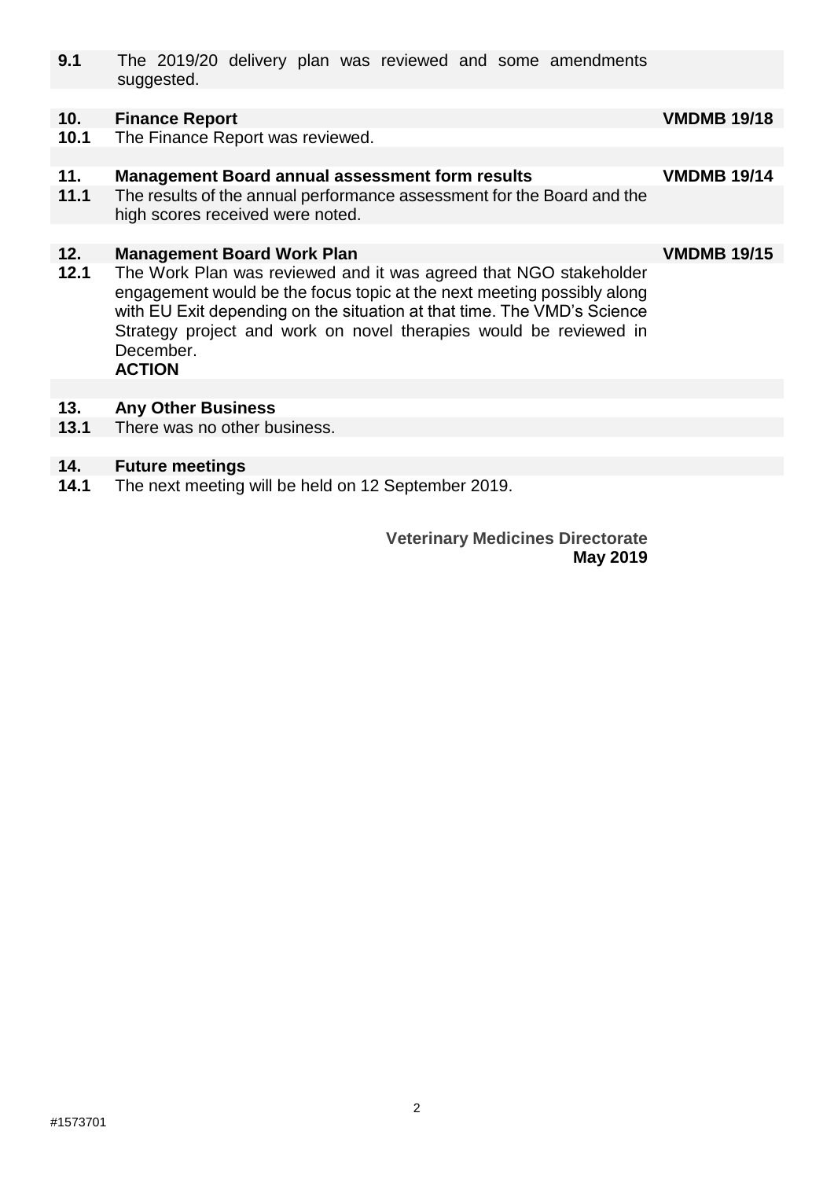| | | |
|---|---|---|
| **9.1** | The 2019/20 delivery plan was reviewed and some amendments suggested. | |
| **10.** | **Finance Report** | **VMDMB 19/18** |
| **10.1** | The Finance Report was reviewed. | |
| **11.** | **Management Board annual assessment form results** | **VMDMB 19/14** |
| **11.1** | The results of the annual performance assessment for the Board and the high scores received were noted. | |
| **12.** | **Management Board Work Plan** | **VMDMB 19/15** |
| **12.1** | The Work Plan was reviewed and it was agreed that NGO stakeholder engagement would be the focus topic at the next meeting possibly along with EU Exit depending on the situation at that time. The VMD's Science Strategy project and work on novel therapies would be reviewed in December. **ACTION** | |
| **13.** | **Any Other Business** | |
| **13.1** | There was no other business. | |
| **14.** | **Future meetings** | |
| **14.1** | The next meeting will be held on 12 September 2019. | |

**Veterinary Medicines Directorate**
**May 2019**

#1573701